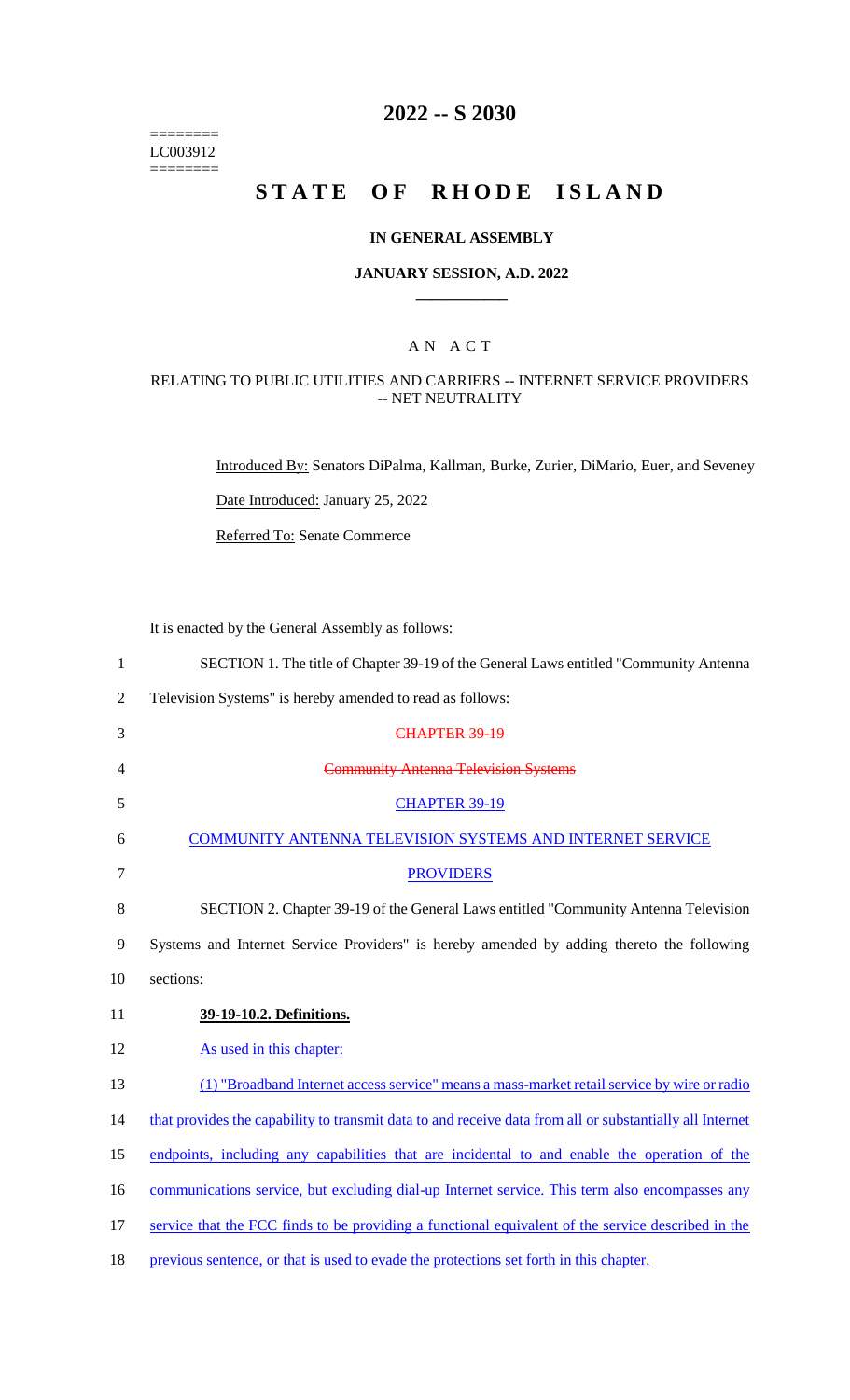========
LC003912
========

# 2022 -- S 2030

# STATE OF RHODE ISLAND

### IN GENERAL ASSEMBLY

### JANUARY SESSION, A.D. 2022

## A N A C T

### RELATING TO PUBLIC UTILITIES AND CARRIERS -- INTERNET SERVICE PROVIDERS -- NET NEUTRALITY

Introduced By: Senators DiPalma, Kallman, Burke, Zurier, DiMario, Euer, and Seveney

Date Introduced: January 25, 2022

Referred To: Senate Commerce

It is enacted by the General Assembly as follows:

SECTION 1. The title of Chapter 39-19 of the General Laws entitled "Community Antenna Television Systems" is hereby amended to read as follows:

~~CHAPTER 39-19~~

~~Community Antenna Television Systems~~

CHAPTER 39-19

COMMUNITY ANTENNA TELEVISION SYSTEMS AND INTERNET SERVICE PROVIDERS

SECTION 2. Chapter 39-19 of the General Laws entitled "Community Antenna Television Systems and Internet Service Providers" is hereby amended by adding thereto the following sections:

**39-19-10.2. Definitions.**

As used in this chapter:

(1) "Broadband Internet access service" means a mass-market retail service by wire or radio that provides the capability to transmit data to and receive data from all or substantially all Internet endpoints, including any capabilities that are incidental to and enable the operation of the communications service, but excluding dial-up Internet service. This term also encompasses any service that the FCC finds to be providing a functional equivalent of the service described in the previous sentence, or that is used to evade the protections set forth in this chapter.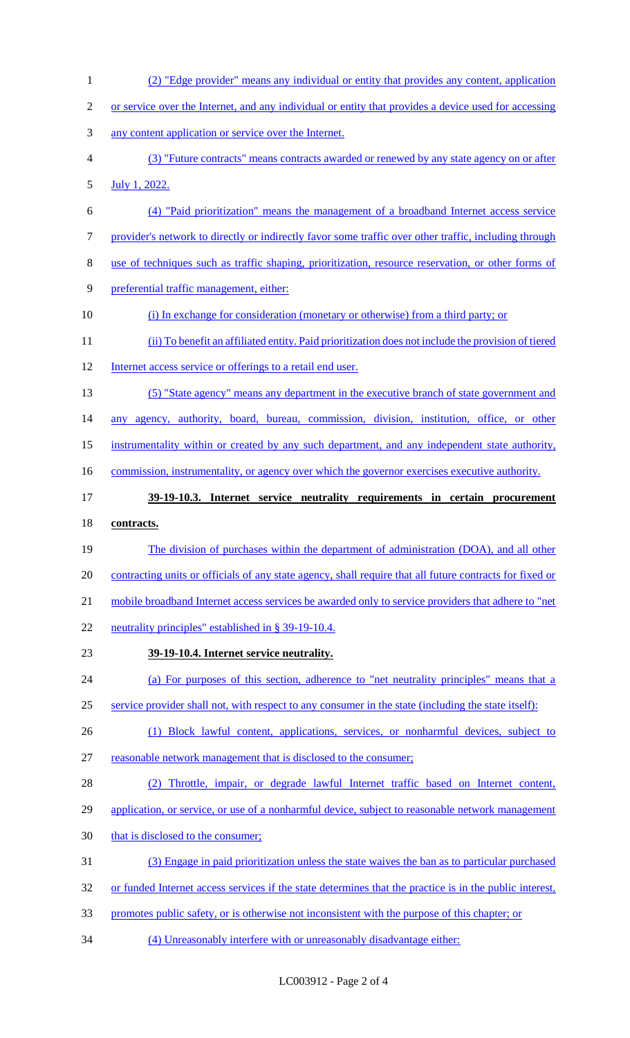(2) "Edge provider" means any individual or entity that provides any content, application or service over the Internet, and any individual or entity that provides a device used for accessing any content application or service over the Internet.

(3) "Future contracts" means contracts awarded or renewed by any state agency on or after July 1, 2022.

(4) "Paid prioritization" means the management of a broadband Internet access service provider's network to directly or indirectly favor some traffic over other traffic, including through use of techniques such as traffic shaping, prioritization, resource reservation, or other forms of preferential traffic management, either:

(i) In exchange for consideration (monetary or otherwise) from a third party; or

(ii) To benefit an affiliated entity. Paid prioritization does not include the provision of tiered Internet access service or offerings to a retail end user.

(5) "State agency" means any department in the executive branch of state government and any agency, authority, board, bureau, commission, division, institution, office, or other instrumentality within or created by any such department, and any independent state authority, commission, instrumentality, or agency over which the governor exercises executive authority.

**39-19-10.3. Internet service neutrality requirements in certain procurement contracts.**

The division of purchases within the department of administration (DOA), and all other contracting units or officials of any state agency, shall require that all future contracts for fixed or mobile broadband Internet access services be awarded only to service providers that adhere to "net neutrality principles" established in § 39-19-10.4.

**39-19-10.4. Internet service neutrality.**

(a) For purposes of this section, adherence to "net neutrality principles" means that a service provider shall not, with respect to any consumer in the state (including the state itself):

(1) Block lawful content, applications, services, or nonharmful devices, subject to reasonable network management that is disclosed to the consumer;

(2) Throttle, impair, or degrade lawful Internet traffic based on Internet content, application, or service, or use of a nonharmful device, subject to reasonable network management that is disclosed to the consumer;

(3) Engage in paid prioritization unless the state waives the ban as to particular purchased or funded Internet access services if the state determines that the practice is in the public interest, promotes public safety, or is otherwise not inconsistent with the purpose of this chapter; or

(4) Unreasonably interfere with or unreasonably disadvantage either: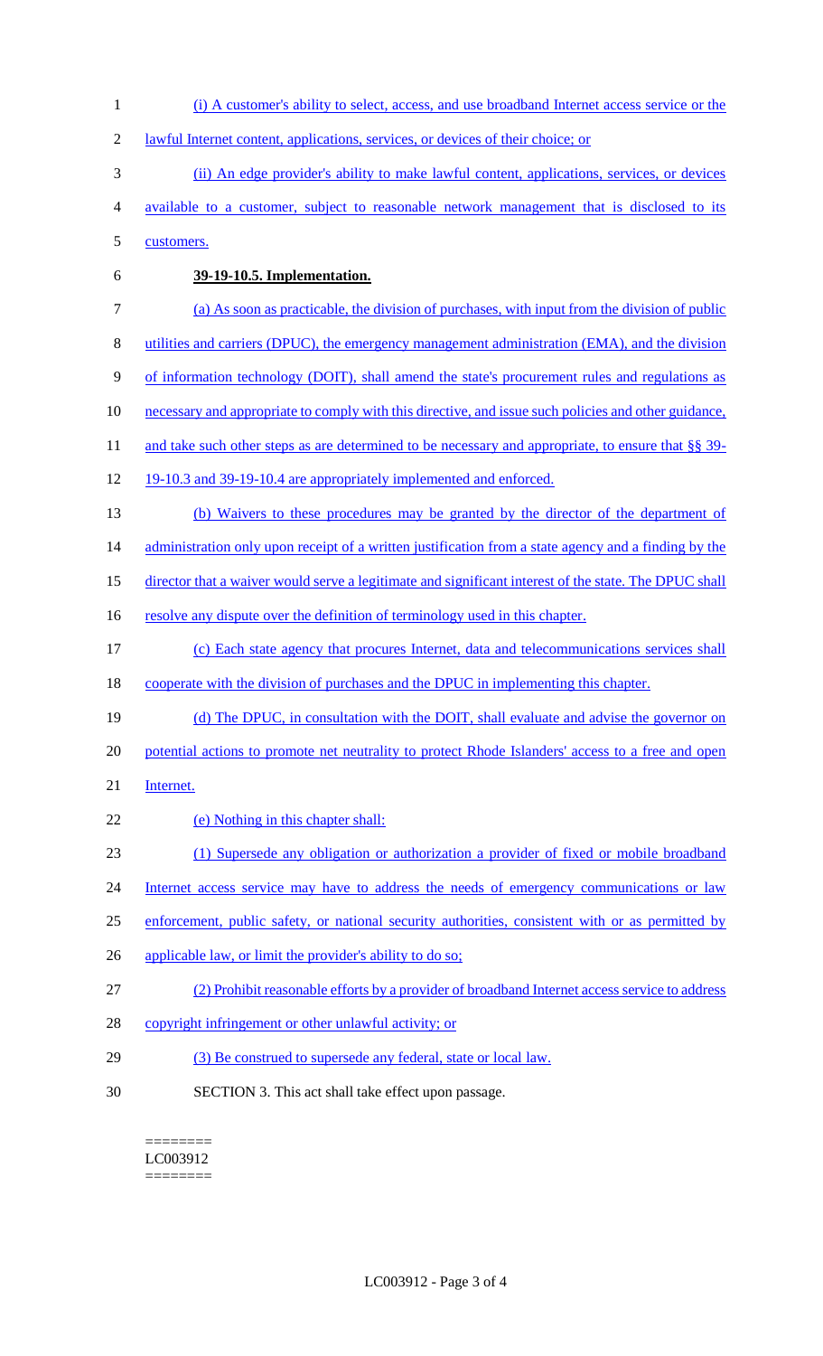(i) A customer's ability to select, access, and use broadband Internet access service or the lawful Internet content, applications, services, or devices of their choice; or

(ii) An edge provider's ability to make lawful content, applications, services, or devices available to a customer, subject to reasonable network management that is disclosed to its customers.

**39-19-10.5. Implementation.**

(a) As soon as practicable, the division of purchases, with input from the division of public utilities and carriers (DPUC), the emergency management administration (EMA), and the division of information technology (DOIT), shall amend the state's procurement rules and regulations as necessary and appropriate to comply with this directive, and issue such policies and other guidance, and take such other steps as are determined to be necessary and appropriate, to ensure that §§ 39-19-10.3 and 39-19-10.4 are appropriately implemented and enforced.

(b) Waivers to these procedures may be granted by the director of the department of administration only upon receipt of a written justification from a state agency and a finding by the director that a waiver would serve a legitimate and significant interest of the state. The DPUC shall resolve any dispute over the definition of terminology used in this chapter.

(c) Each state agency that procures Internet, data and telecommunications services shall cooperate with the division of purchases and the DPUC in implementing this chapter.

(d) The DPUC, in consultation with the DOIT, shall evaluate and advise the governor on potential actions to promote net neutrality to protect Rhode Islanders' access to a free and open Internet.

(e) Nothing in this chapter shall:

(1) Supersede any obligation or authorization a provider of fixed or mobile broadband Internet access service may have to address the needs of emergency communications or law enforcement, public safety, or national security authorities, consistent with or as permitted by applicable law, or limit the provider's ability to do so;

(2) Prohibit reasonable efforts by a provider of broadband Internet access service to address copyright infringement or other unlawful activity; or

(3) Be construed to supersede any federal, state or local law.

SECTION 3. This act shall take effect upon passage.

========
LC003912
========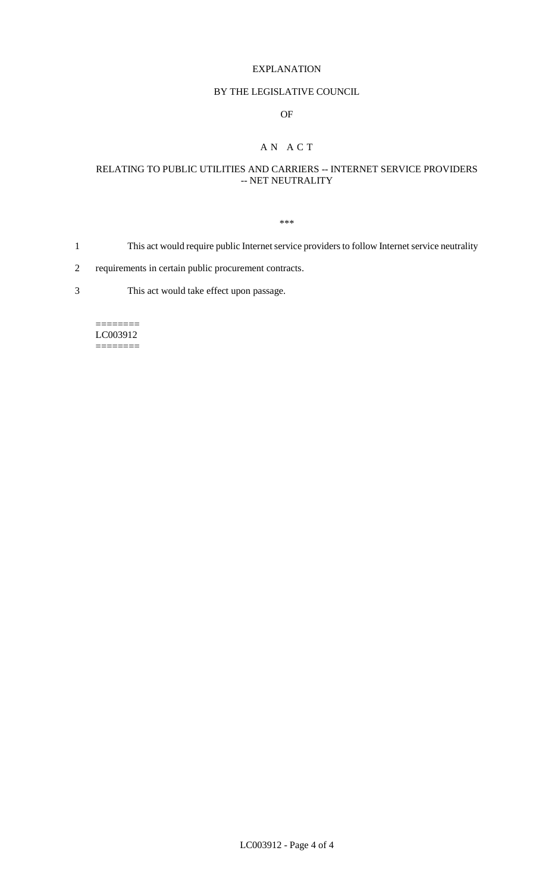EXPLANATION

BY THE LEGISLATIVE COUNCIL

OF

A N A C T

RELATING TO PUBLIC UTILITIES AND CARRIERS -- INTERNET SERVICE PROVIDERS -- NET NEUTRALITY

\*\*\*

1 This act would require public Internet service providers to follow Internet service neutrality

2 requirements in certain public procurement contracts.

3 This act would take effect upon passage.

========
LC003912
========